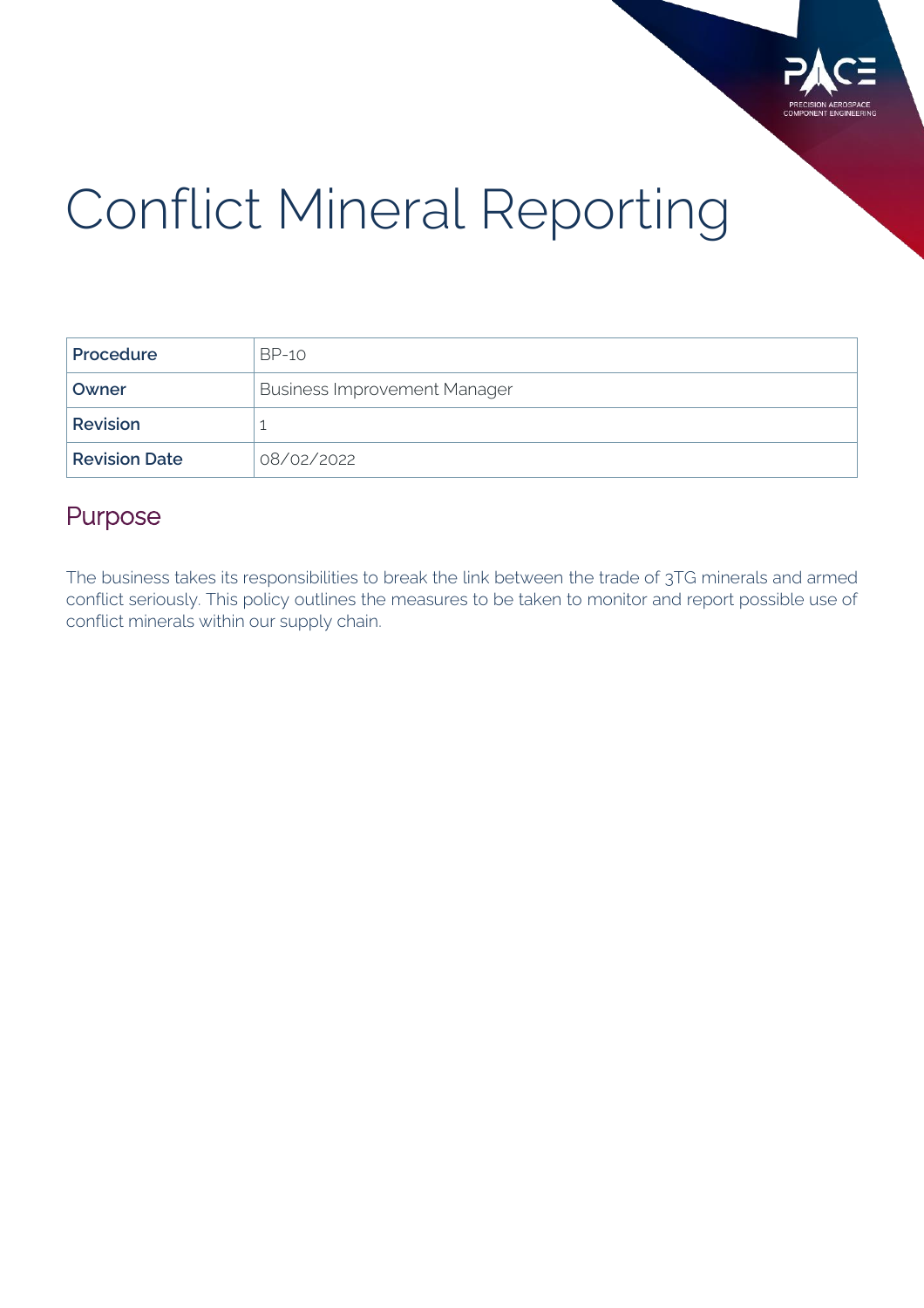# Conflict Mineral Reporting

| Procedure | BP-10 |
|---|---|
| Owner | Business Improvement Manager |
| Revision | 1 |
| Revision Date | 08/02/2022 |

## Purpose

The business takes its responsibilities to break the link between the trade of 3TG minerals and armed conflict seriously. This policy outlines the measures to be taken to monitor and report possible use of conflict minerals within our supply chain.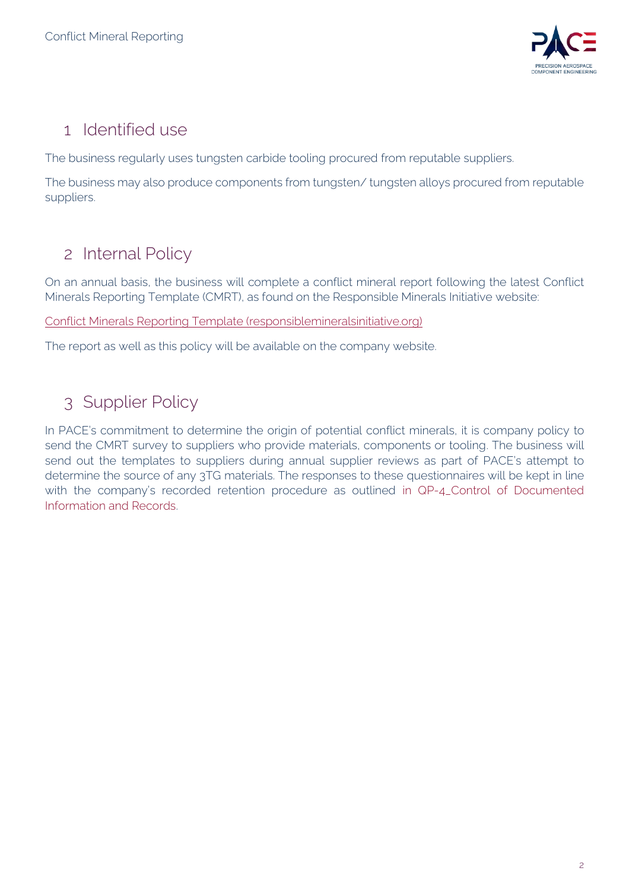## 1 Identified use

The business regularly uses tungsten carbide tooling procured from reputable suppliers.

The business may also produce components from tungsten/ tungsten alloys procured from reputable suppliers.

## 2 Internal Policy

On an annual basis, the business will complete a conflict mineral report following the latest Conflict Minerals Reporting Template (CMRT), as found on the Responsible Minerals Initiative website:

Conflict Minerals Reporting Template (responsiblemineralsinitiative.org)

The report as well as this policy will be available on the company website.

## 3 Supplier Policy

In PACE's commitment to determine the origin of potential conflict minerals, it is company policy to send the CMRT survey to suppliers who provide materials, components or tooling. The business will send out the templates to suppliers during annual supplier reviews as part of PACE's attempt to determine the source of any 3TG materials. The responses to these questionnaires will be kept in line with the company's recorded retention procedure as outlined in QP-4_Control of Documented Information and Records.